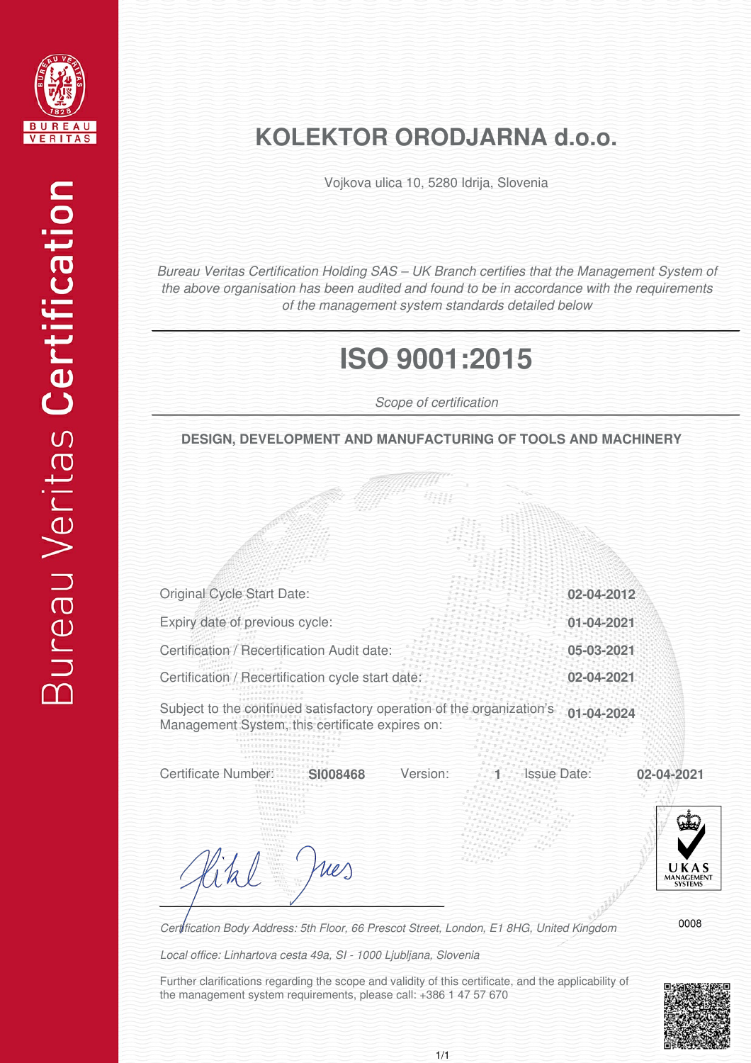Bureau Veritas **Certification**

# KOLEKTOR ORODJARNA d.o.o.

Vojkova ulica 10, 5280 Idrija, Slovenia

*Bureau Veritas Certification Holding SAS – UK Branch certifies that the Management System of the above organisation has been audited and found to be in accordance with the requirements of the management system standards detailed below*

# ISO 9001:2015

*Scope of certification*

**DESIGN, DEVELOPMENT AND MANUFACTURING OF TOOLS AND MACHINERY**

| | |
|---|---|
| Original Cycle Start Date: | **02-04-2012** |
| Expiry date of previous cycle: | **01-04-2021** |
| Certification / Recertification Audit date: | **05-03-2021** |
| Certification / Recertification cycle start date: | **02-04-2021** |
| Subject to the continued satisfactory operation of the organization's Management System, this certificate expires on: | **01-04-2024** |

Certificate Number: **SI008468** Version: **1** Issue Date: **02-04-2021**

UKAS MANAGEMENT SYSTEMS

0008

*Certification Body Address: 5th Floor, 66 Prescot Street, London, E1 8HG, United Kingdom*

*Local office: Linhartova cesta 49a, SI - 1000 Ljubljana, Slovenia*

Further clarifications regarding the scope and validity of this certificate, and the applicability of the management system requirements, please call: +386 1 47 57 670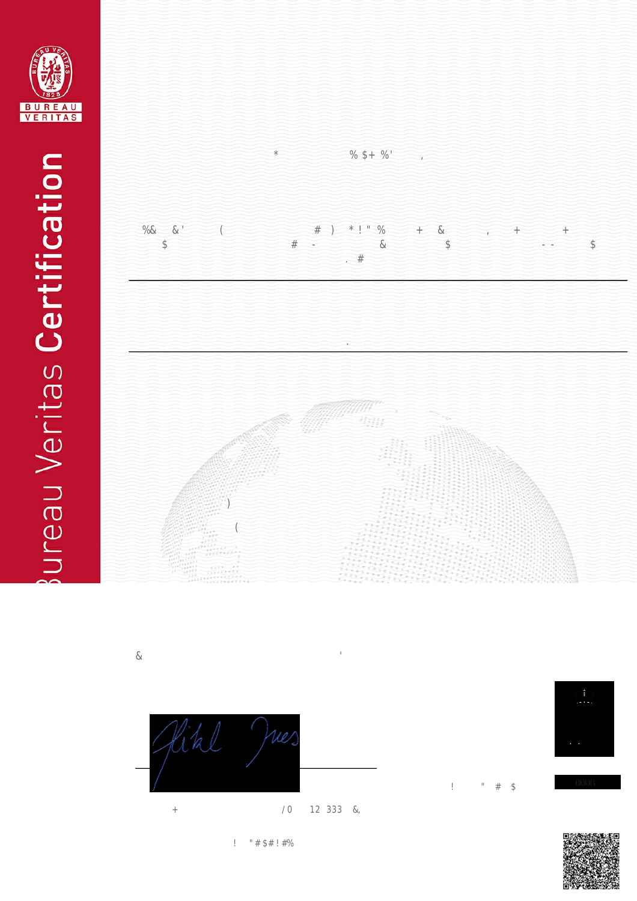BUREAU VERITAS

1828

# Bureau Veritas Certification